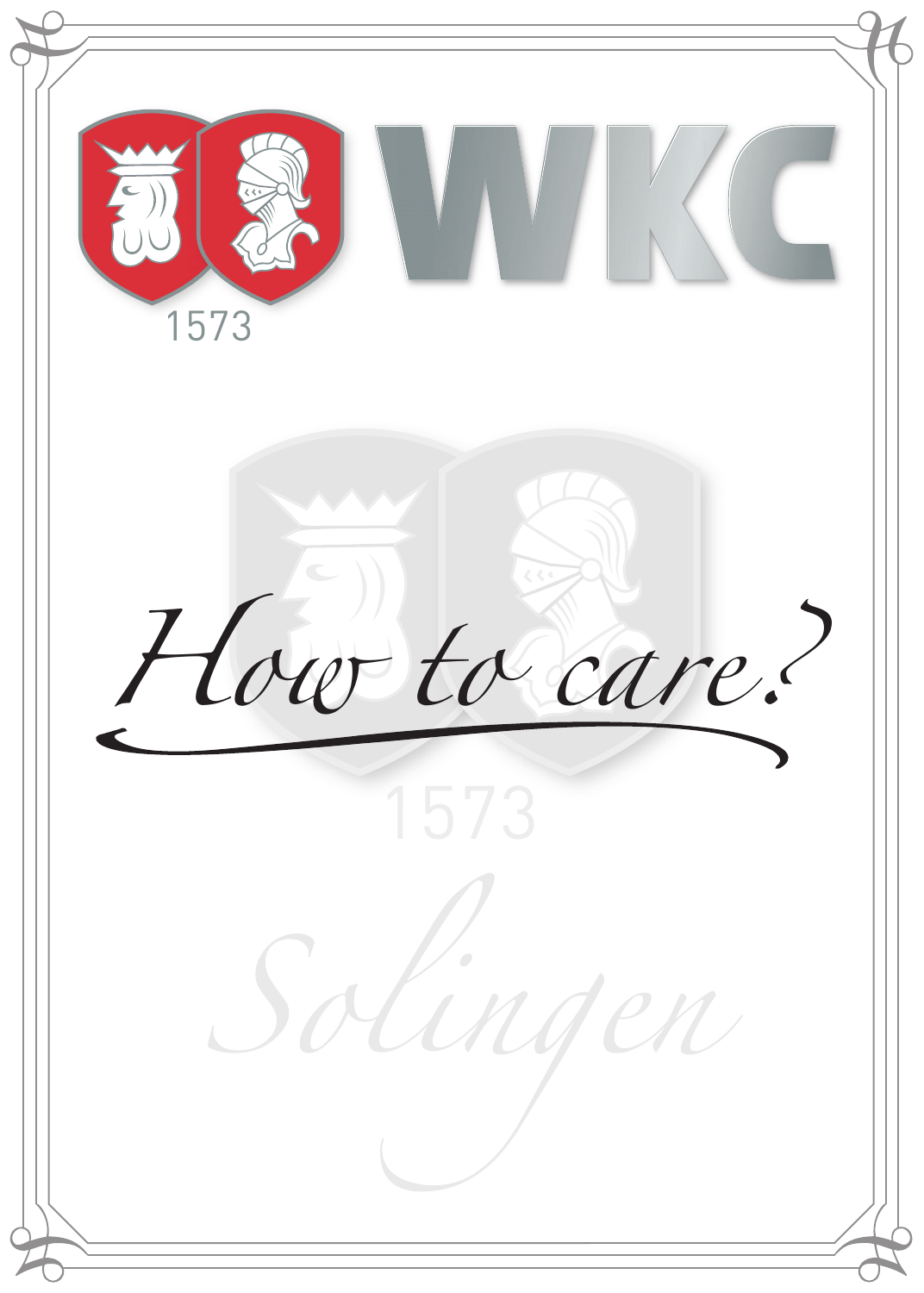# WKC

1573

# *How to care?*

1573

*Solingen*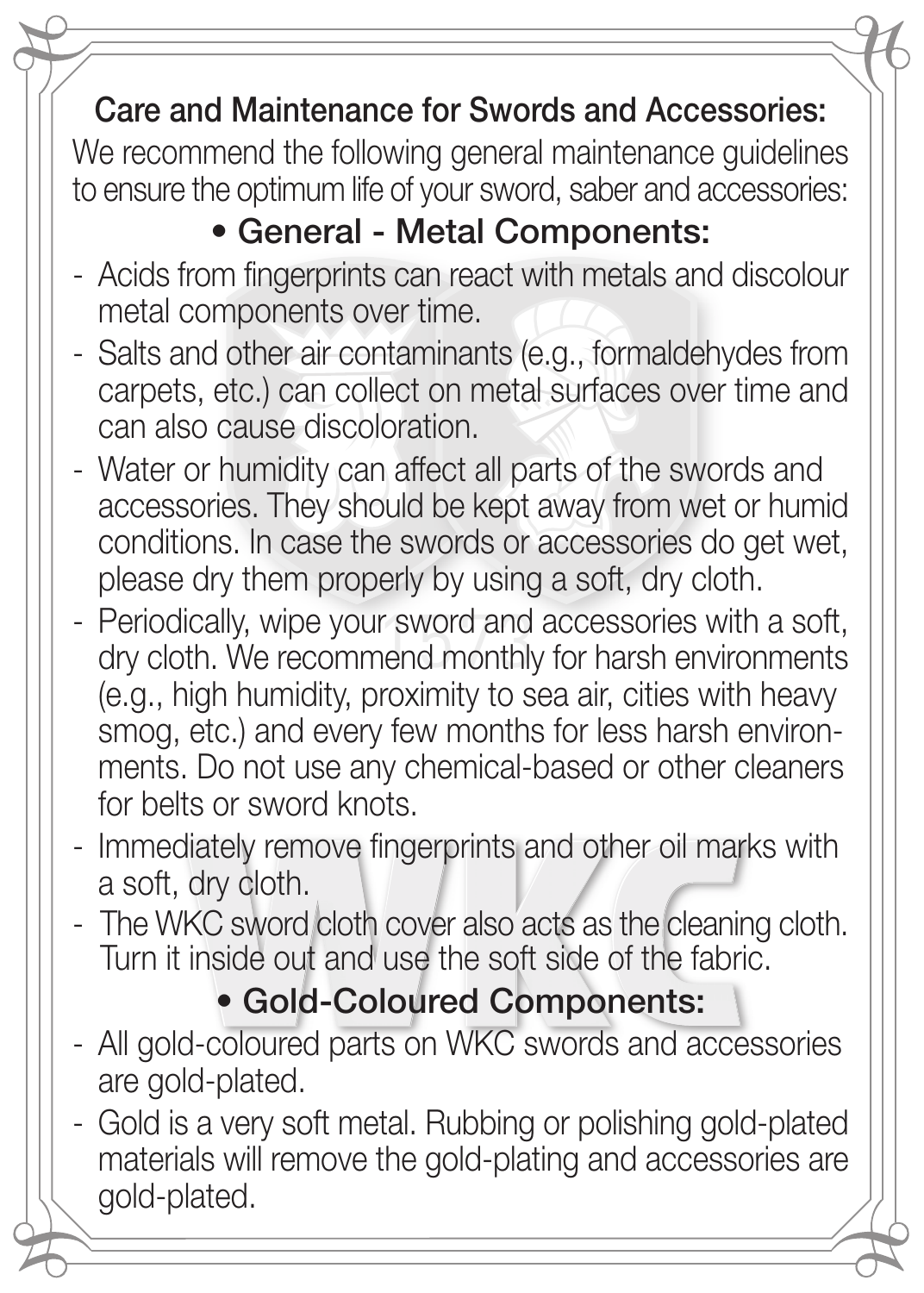## Care and Maintenance for Swords and Accessories:

We recommend the following general maintenance guidelines to ensure the optimum life of your sword, saber and accessories:

### • General - Metal Components:

- Acids from fingerprints can react with metals and discolour metal components over time.
- Salts and other air contaminants (e.g., formaldehydes from carpets, etc.) can collect on metal surfaces over time and can also cause discoloration.
- Water or humidity can affect all parts of the swords and accessories. They should be kept away from wet or humid conditions. In case the swords or accessories do get wet, please dry them properly by using a soft, dry cloth.
- Periodically, wipe your sword and accessories with a soft, dry cloth. We recommend monthly for harsh environments (e.g., high humidity, proximity to sea air, cities with heavy smog, etc.) and every few months for less harsh environments. Do not use any chemical-based or other cleaners for belts or sword knots.
- Immediately remove fingerprints and other oil marks with a soft, dry cloth.
- The WKC sword cloth cover also acts as the cleaning cloth. Turn it inside out and use the soft side of the fabric.

### • Gold-Coloured Components:

- All gold-coloured parts on WKC swords and accessories are gold-plated.
- Gold is a very soft metal. Rubbing or polishing gold-plated materials will remove the gold-plating and accessories are gold-plated.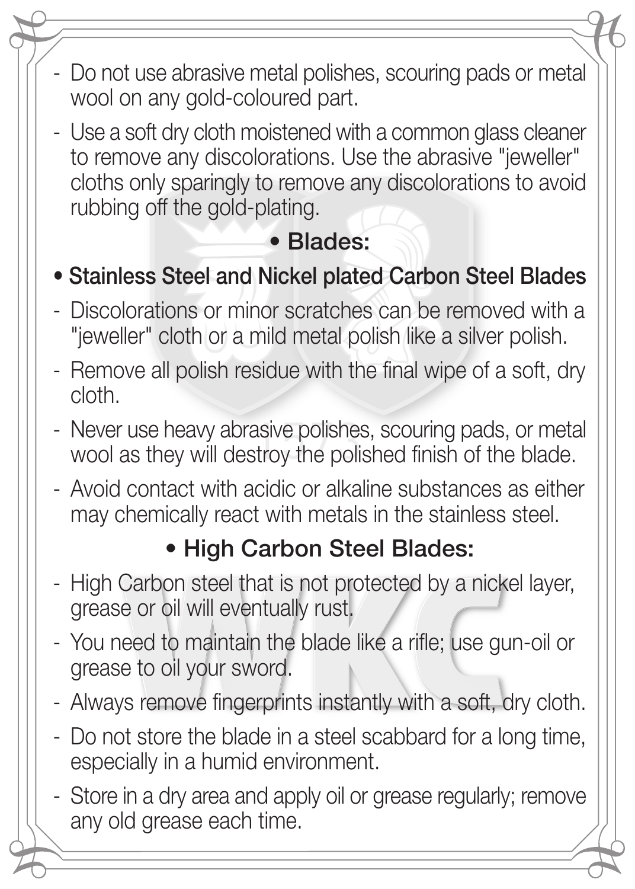- Do not use abrasive metal polishes, scouring pads or metal wool on any gold-coloured part.
- Use a soft dry cloth moistened with a common glass cleaner to remove any discolorations. Use the abrasive "jeweller" cloths only sparingly to remove any discolorations to avoid rubbing off the gold-plating.

## • Blades:

### • Stainless Steel and Nickel plated Carbon Steel Blades

- Discolorations or minor scratches can be removed with a "jeweller" cloth or a mild metal polish like a silver polish.
- Remove all polish residue with the final wipe of a soft, dry cloth.
- Never use heavy abrasive polishes, scouring pads, or metal wool as they will destroy the polished finish of the blade.
- Avoid contact with acidic or alkaline substances as either may chemically react with metals in the stainless steel.

### • High Carbon Steel Blades:

- High Carbon steel that is not protected by a nickel layer, grease or oil will eventually rust.
- You need to maintain the blade like a rifle; use gun-oil or grease to oil your sword.
- Always remove fingerprints instantly with a soft, dry cloth.
- Do not store the blade in a steel scabbard for a long time, especially in a humid environment.
- Store in a dry area and apply oil or grease regularly; remove any old grease each time.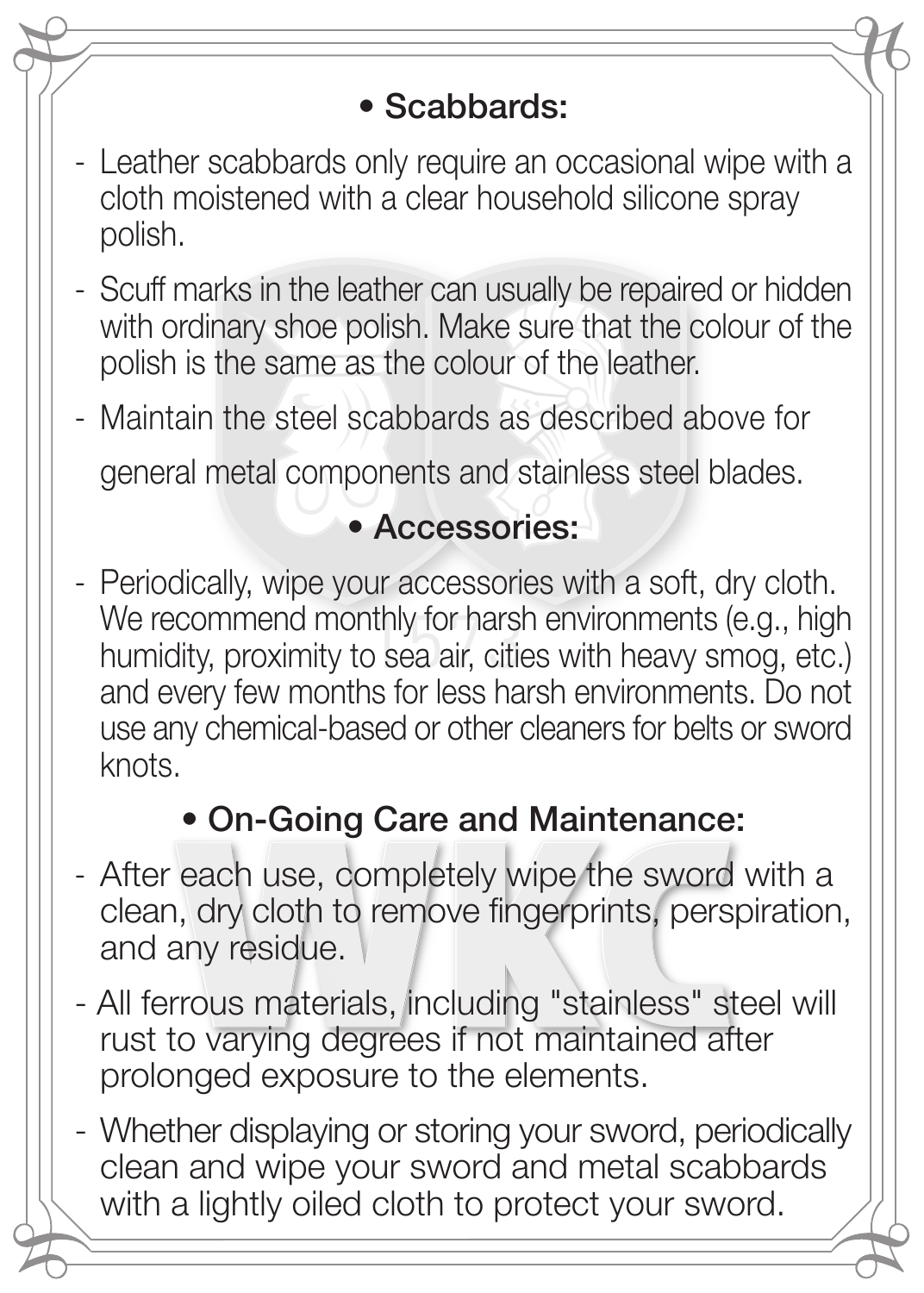## • Scabbards:

- Leather scabbards only require an occasional wipe with a cloth moistened with a clear household silicone spray polish.
- Scuff marks in the leather can usually be repaired or hidden with ordinary shoe polish. Make sure that the colour of the polish is the same as the colour of the leather.
- Maintain the steel scabbards as described above for general metal components and stainless steel blades.

## • Accessories:

- Periodically, wipe your accessories with a soft, dry cloth. We recommend monthly for harsh environments (e.g., high humidity, proximity to sea air, cities with heavy smog, etc.) and every few months for less harsh environments. Do not use any chemical-based or other cleaners for belts or sword knots.

## • On-Going Care and Maintenance:

- After each use, completely wipe the sword with a clean, dry cloth to remove fingerprints, perspiration, and any residue.
- All ferrous materials, including "stainless" steel will rust to varying degrees if not maintained after prolonged exposure to the elements.
- Whether displaying or storing your sword, periodically clean and wipe your sword and metal scabbards with a lightly oiled cloth to protect your sword.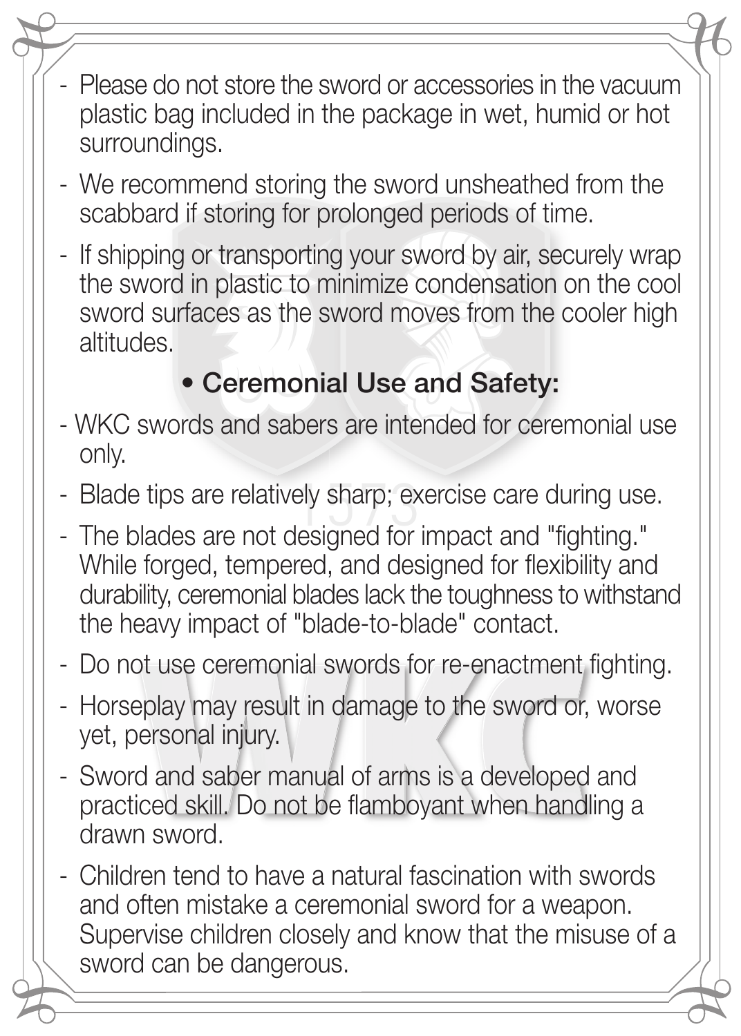- Please do not store the sword or accessories in the vacuum plastic bag included in the package in wet, humid or hot surroundings.
- We recommend storing the sword unsheathed from the scabbard if storing for prolonged periods of time.
- If shipping or transporting your sword by air, securely wrap the sword in plastic to minimize condensation on the cool sword surfaces as the sword moves from the cooler high altitudes.

## • Ceremonial Use and Safety:

- WKC swords and sabers are intended for ceremonial use only.
- Blade tips are relatively sharp; exercise care during use.
- The blades are not designed for impact and "fighting." While forged, tempered, and designed for flexibility and durability, ceremonial blades lack the toughness to withstand the heavy impact of "blade-to-blade" contact.
- Do not use ceremonial swords for re-enactment fighting.
- Horseplay may result in damage to the sword or, worse yet, personal injury.
- Sword and saber manual of arms is a developed and practiced skill. Do not be flamboyant when handling a drawn sword.
- Children tend to have a natural fascination with swords and often mistake a ceremonial sword for a weapon. Supervise children closely and know that the misuse of a sword can be dangerous.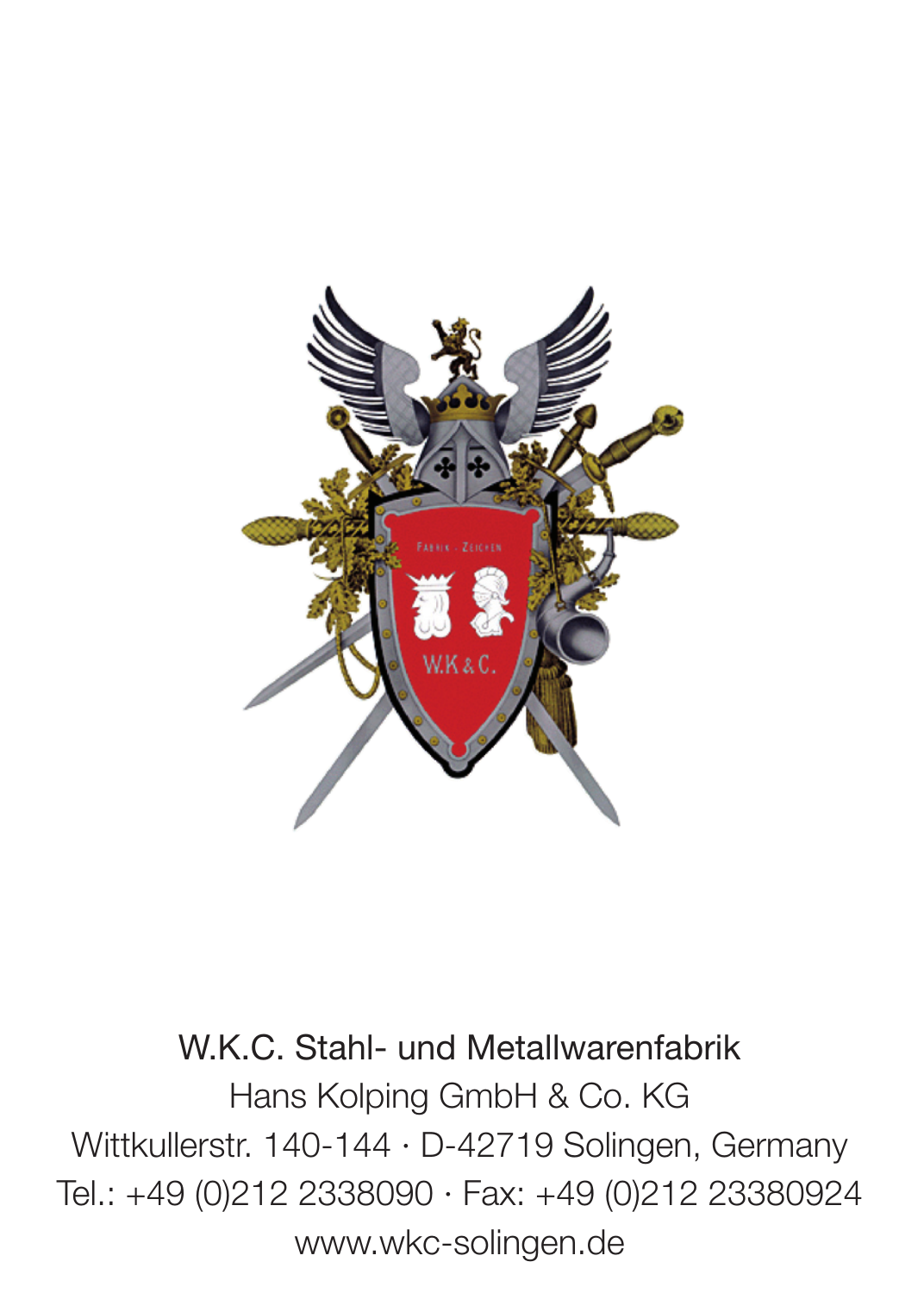W.K.C. Stahl- und Metallwarenfabrik

Hans Kolping GmbH & Co. KG

Wittkullerstr. 140-144 · D-42719 Solingen, Germany

Tel.: +49 (0)212 2338090 · Fax: +49 (0)212 23380924

www.wkc-solingen.de